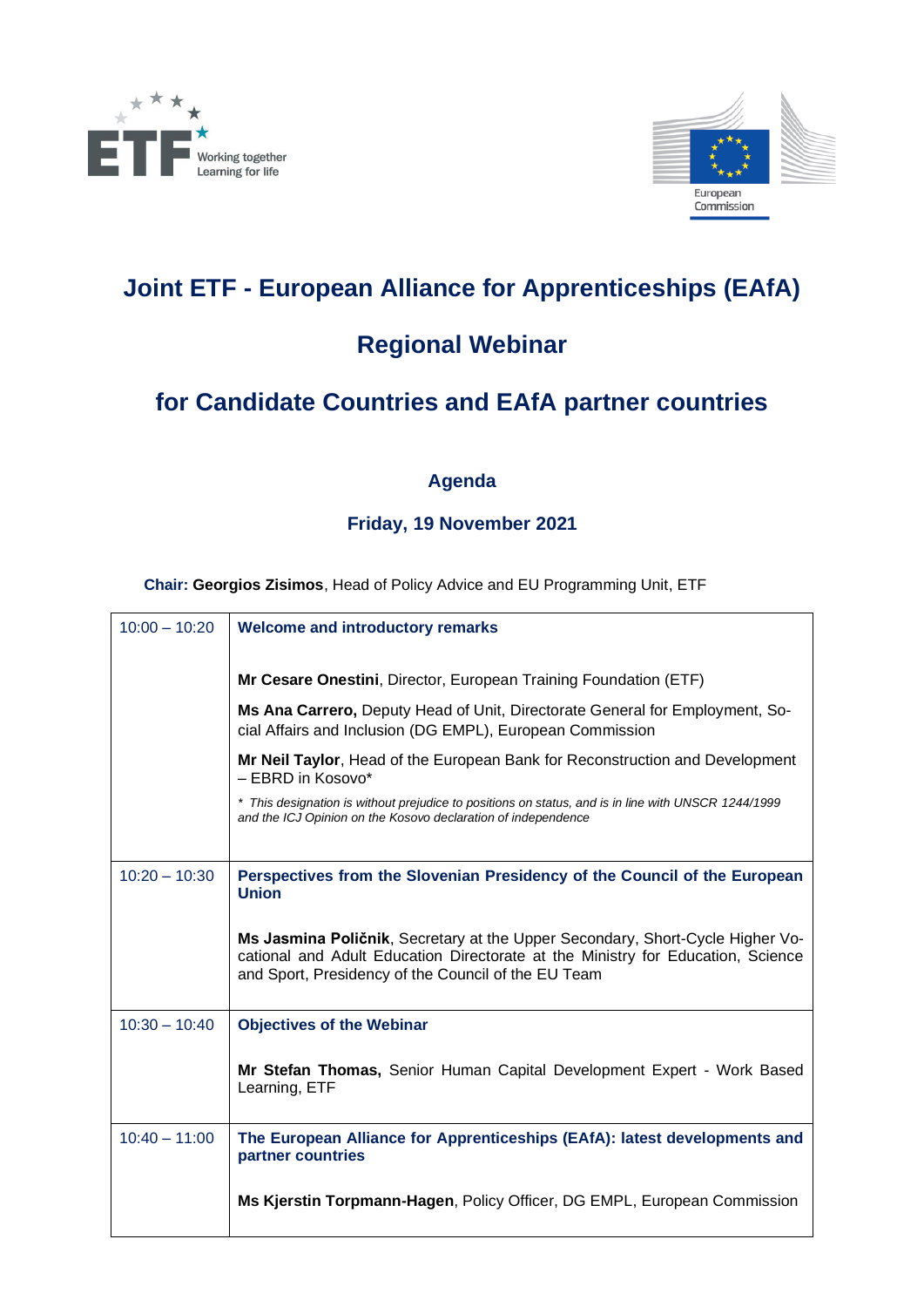# Joint ETF - European Alliance for Apprenticeships (EAfA)

## Regional Webinar

## for Candidate Countries and EAfA partner countries

### Agenda

### Friday, 19 November 2021

**Chair: Georgios Zisimos**, Head of Policy Advice and EU Programming Unit, ETF

| | |
|---|---|
| 10:00 – 10:20 | **Welcome and introductory remarks**<br><br>**Mr Cesare Onestini**, Director, European Training Foundation (ETF)<br><br>**Ms Ana Carrero,** Deputy Head of Unit, Directorate General for Employment, Social Affairs and Inclusion (DG EMPL), European Commission<br><br>**Mr Neil Taylor**, Head of the European Bank for Reconstruction and Development – EBRD in Kosovo*<br><br>*\* This designation is without prejudice to positions on status, and is in line with UNSCR 1244/1999 and the ICJ Opinion on the Kosovo declaration of independence* |
| 10:20 – 10:30 | **Perspectives from the Slovenian Presidency of the Council of the European Union**<br><br>**Ms Jasmina Poličnik**, Secretary at the Upper Secondary, Short-Cycle Higher Vocational and Adult Education Directorate at the Ministry for Education, Science and Sport, Presidency of the Council of the EU Team |
| 10:30 – 10:40 | **Objectives of the Webinar**<br><br>**Mr Stefan Thomas,** Senior Human Capital Development Expert - Work Based Learning, ETF |
| 10:40 – 11:00 | **The European Alliance for Apprenticeships (EAfA): latest developments and partner countries**<br><br>**Ms Kjerstin Torpmann-Hagen**, Policy Officer, DG EMPL, European Commission |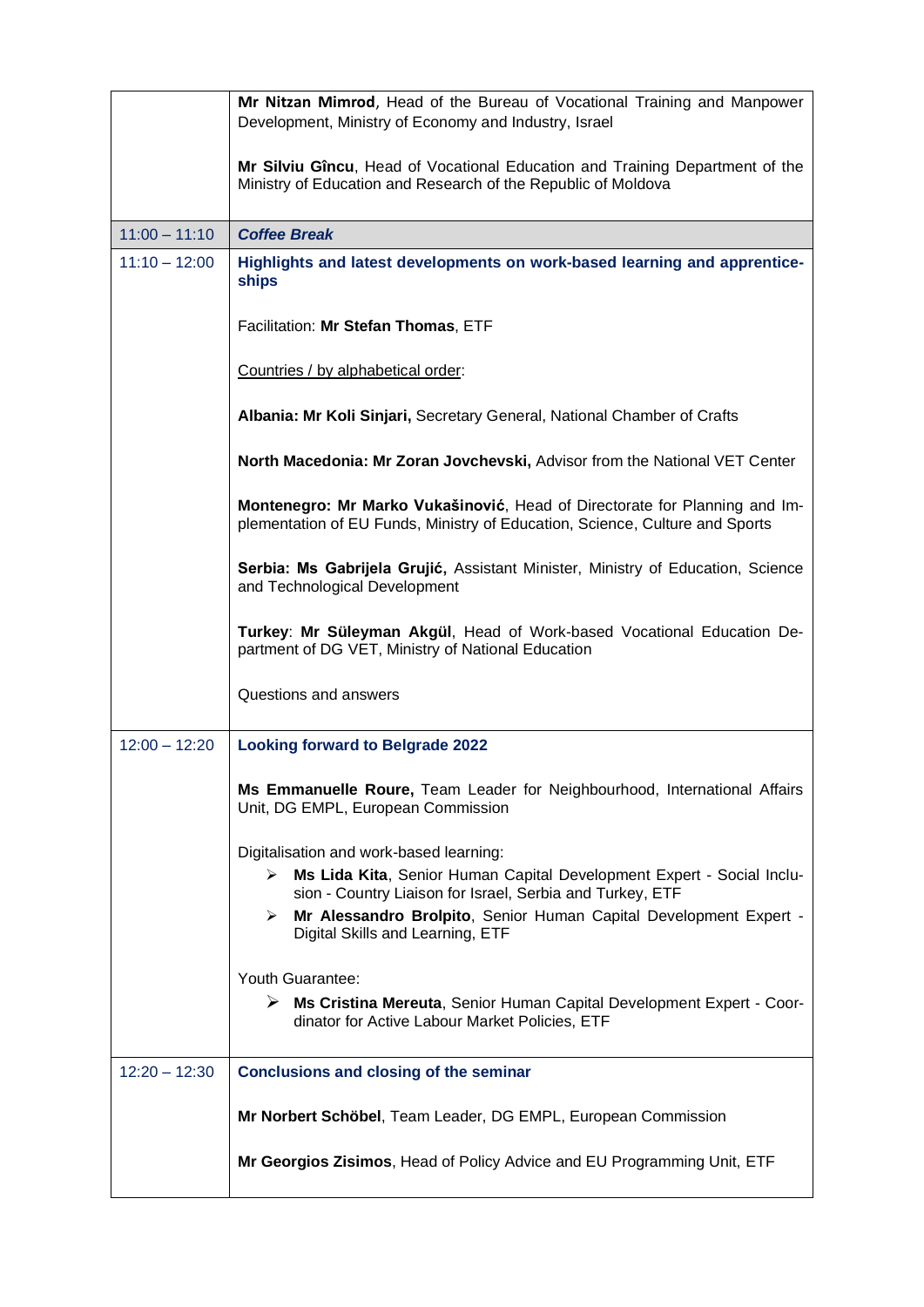| | |
|---|---|
| | **Mr Nitzan Mimrod**, Head of the Bureau of Vocational Training and Manpower Development, Ministry of Economy and Industry, Israel<br><br>**Mr Silviu Gîncu**, Head of Vocational Education and Training Department of the Ministry of Education and Research of the Republic of Moldova |
| 11:00 – 11:10 | ***Coffee Break*** |
| 11:10 – 12:00 | **Highlights and latest developments on work-based learning and apprenticeships**<br><br>Facilitation: **Mr Stefan Thomas**, ETF<br><br>Countries / by alphabetical order:<br><br>**Albania: Mr Koli Sinjari,** Secretary General, National Chamber of Crafts<br><br>**North Macedonia: Mr Zoran Jovchevski,** Advisor from the National VET Center<br><br>**Montenegro: Mr Marko Vukašinović**, Head of Directorate for Planning and Implementation of EU Funds, Ministry of Education, Science, Culture and Sports<br><br>**Serbia: Ms Gabrijela Grujić,** Assistant Minister, Ministry of Education, Science and Technological Development<br><br>**Turkey**: **Mr Süleyman Akgül**, Head of Work-based Vocational Education Department of DG VET, Ministry of National Education<br><br>Questions and answers |
| 12:00 – 12:20 | **Looking forward to Belgrade 2022**<br><br>**Ms Emmanuelle Roure,** Team Leader for Neighbourhood, International Affairs Unit, DG EMPL, European Commission<br><br>Digitalisation and work-based learning:<br>➢ **Ms Lida Kita**, Senior Human Capital Development Expert - Social Inclusion - Country Liaison for Israel, Serbia and Turkey, ETF<br>➢ **Mr Alessandro Brolpito**, Senior Human Capital Development Expert - Digital Skills and Learning, ETF<br><br>Youth Guarantee:<br>➢ **Ms Cristina Mereuta**, Senior Human Capital Development Expert - Coordinator for Active Labour Market Policies, ETF |
| 12:20 – 12:30 | **Conclusions and closing of the seminar**<br><br>**Mr Norbert Schöbel**, Team Leader, DG EMPL, European Commission<br><br>**Mr Georgios Zisimos**, Head of Policy Advice and EU Programming Unit, ETF |